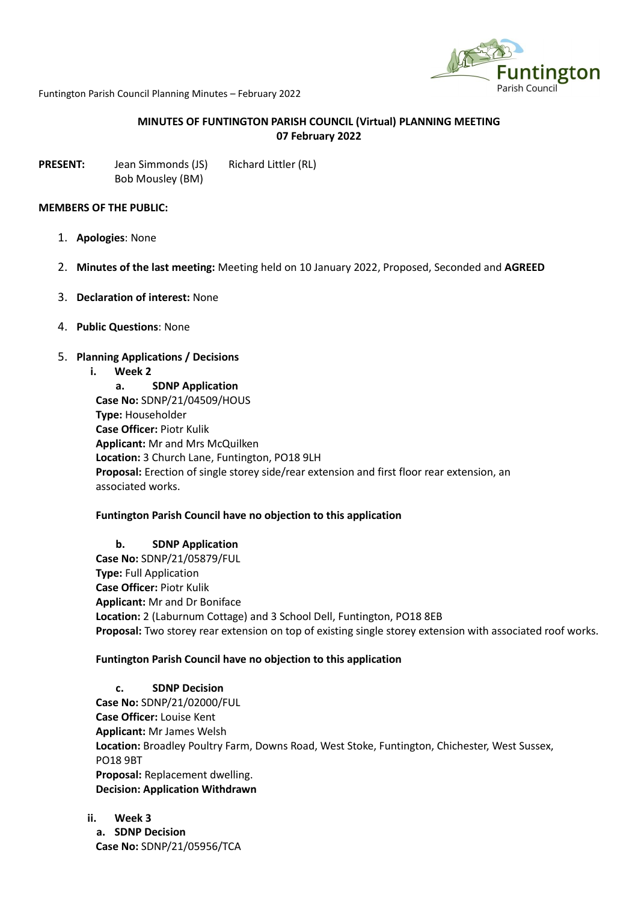# MINUTES OF FUNTINGTON PARISH COUNCIL (Virtual) PLANNING MEETING
## 07 February 2022

**PRESENT:** Jean Simmonds (JS) Richard Littler (RL)
Bob Mousley (BM)

**MEMBERS OF THE PUBLIC:**

1. **Apologies**: None
2. **Minutes of the last meeting:** Meeting held on 10 January 2022, Proposed, Seconded and **AGREED**
3. **Declaration of interest:** None
4. **Public Questions**: None
5. **Planning Applications / Decisions**
   - i. **Week 2**

     **a. SDNP Application**

     **Case No:** SDNP/21/04509/HOUS
     **Type:** Householder
     **Case Officer:** Piotr Kulik
     **Applicant:** Mr and Mrs McQuilken
     **Location:** 3 Church Lane, Funtington, PO18 9LH
     **Proposal:** Erection of single storey side/rear extension and first floor rear extension, an associated works.

     **Funtington Parish Council have no objection to this application**

     **b. SDNP Application**

     **Case No:** SDNP/21/05879/FUL
     **Type:** Full Application
     **Case Officer:** Piotr Kulik
     **Applicant:** Mr and Dr Boniface
     **Location:** 2 (Laburnum Cottage) and 3 School Dell, Funtington, PO18 8EB
     **Proposal:** Two storey rear extension on top of existing single storey extension with associated roof works.

     **Funtington Parish Council have no objection to this application**

     **c. SDNP Decision**

     **Case No:** SDNP/21/02000/FUL
     **Case Officer:** Louise Kent
     **Applicant:** Mr James Welsh
     **Location:** Broadley Poultry Farm, Downs Road, West Stoke, Funtington, Chichester, West Sussex, PO18 9BT
     **Proposal:** Replacement dwelling.
     **Decision: Application Withdrawn**

   - ii. **Week 3**

     **a. SDNP Decision**

     **Case No:** SDNP/21/05956/TCA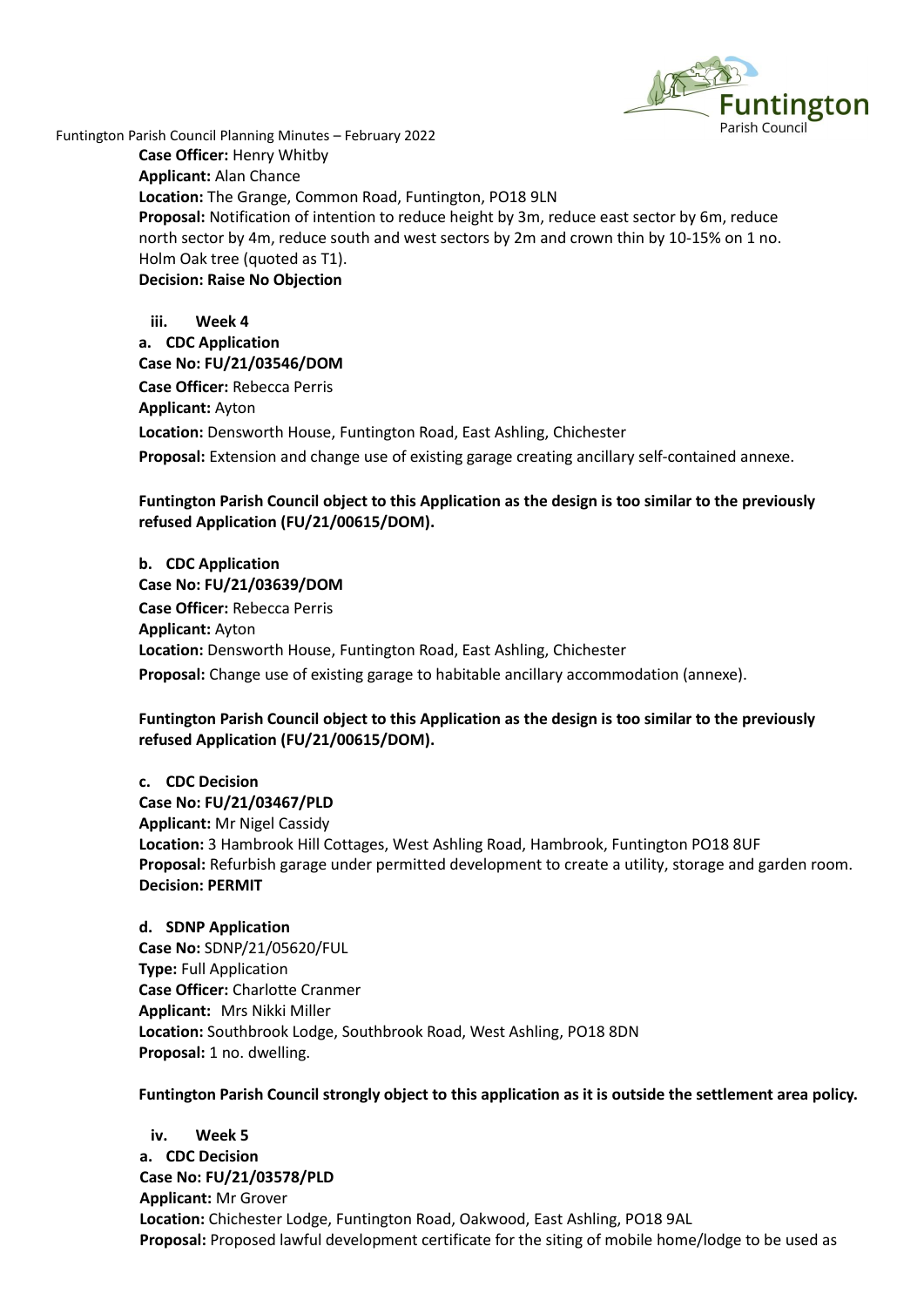**Case Officer:** Henry Whitby
**Applicant:** Alan Chance
**Location:** The Grange, Common Road, Funtington, PO18 9LN
**Proposal:** Notification of intention to reduce height by 3m, reduce east sector by 6m, reduce north sector by 4m, reduce south and west sectors by 2m and crown thin by 10-15% on 1 no. Holm Oak tree (quoted as T1).
**Decision: Raise No Objection**

**iii. Week 4**

**a. CDC Application**
**Case No: FU/21/03546/DOM**
**Case Officer:** Rebecca Perris
**Applicant:** Ayton
**Location:** Densworth House, Funtington Road, East Ashling, Chichester
**Proposal:** Extension and change use of existing garage creating ancillary self-contained annexe.

**Funtington Parish Council object to this Application as the design is too similar to the previously refused Application (FU/21/00615/DOM).**

**b. CDC Application**
**Case No: FU/21/03639/DOM**
**Case Officer:** Rebecca Perris
**Applicant:** Ayton
**Location:** Densworth House, Funtington Road, East Ashling, Chichester
**Proposal:** Change use of existing garage to habitable ancillary accommodation (annexe).

**Funtington Parish Council object to this Application as the design is too similar to the previously refused Application (FU/21/00615/DOM).**

**c. CDC Decision**
**Case No: FU/21/03467/PLD**
**Applicant:** Mr Nigel Cassidy
**Location:** 3 Hambrook Hill Cottages, West Ashling Road, Hambrook, Funtington PO18 8UF
**Proposal:** Refurbish garage under permitted development to create a utility, storage and garden room.
**Decision: PERMIT**

**d. SDNP Application**
**Case No:** SDNP/21/05620/FUL
**Type:** Full Application
**Case Officer:** Charlotte Cranmer
**Applicant:** Mrs Nikki Miller
**Location:** Southbrook Lodge, Southbrook Road, West Ashling, PO18 8DN
**Proposal:** 1 no. dwelling.

**Funtington Parish Council strongly object to this application as it is outside the settlement area policy.**

**iv. Week 5**

**a. CDC Decision**
**Case No: FU/21/03578/PLD**
**Applicant:** Mr Grover
**Location:** Chichester Lodge, Funtington Road, Oakwood, East Ashling, PO18 9AL
**Proposal:** Proposed lawful development certificate for the siting of mobile home/lodge to be used as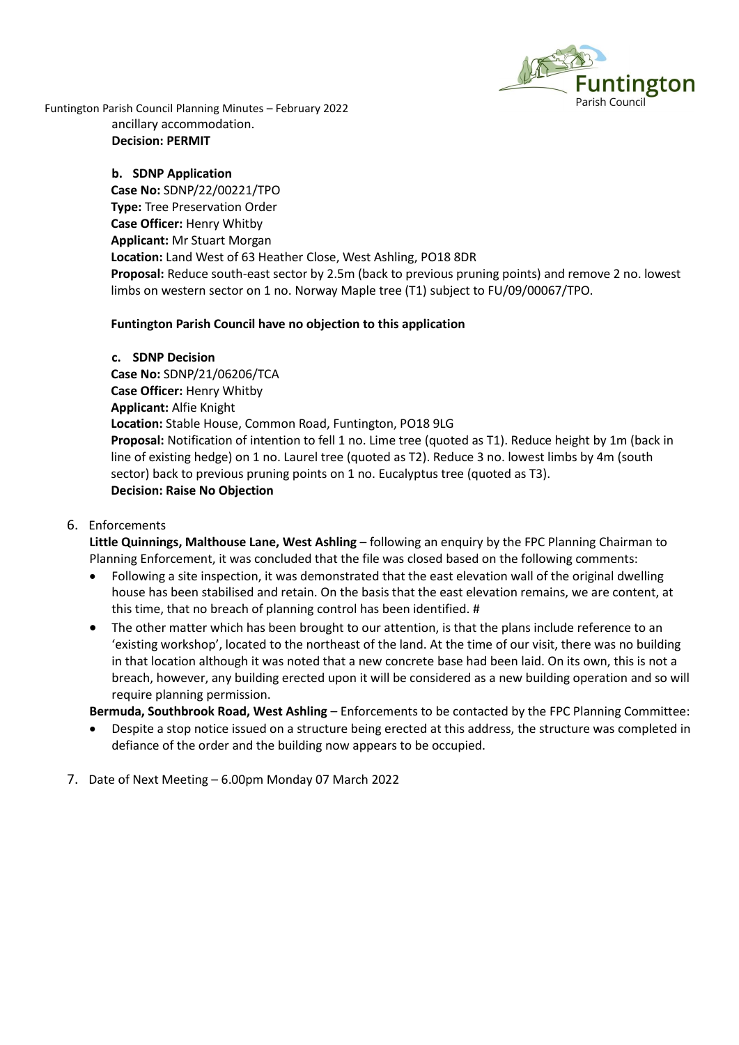ancillary accommodation.
**Decision: PERMIT**

**b. SDNP Application**
**Case No:** SDNP/22/00221/TPO
**Type:** Tree Preservation Order
**Case Officer:** Henry Whitby
**Applicant:** Mr Stuart Morgan
**Location:** Land West of 63 Heather Close, West Ashling, PO18 8DR
**Proposal:** Reduce south-east sector by 2.5m (back to previous pruning points) and remove 2 no. lowest limbs on western sector on 1 no. Norway Maple tree (T1) subject to FU/09/00067/TPO.

**Funtington Parish Council have no objection to this application**

**c. SDNP Decision**
**Case No:** SDNP/21/06206/TCA
**Case Officer:** Henry Whitby
**Applicant:** Alfie Knight
**Location:** Stable House, Common Road, Funtington, PO18 9LG
**Proposal:** Notification of intention to fell 1 no. Lime tree (quoted as T1). Reduce height by 1m (back in line of existing hedge) on 1 no. Laurel tree (quoted as T2). Reduce 3 no. lowest limbs by 4m (south sector) back to previous pruning points on 1 no. Eucalyptus tree (quoted as T3).
**Decision: Raise No Objection**

6. Enforcements

**Little Quinnings, Malthouse Lane, West Ashling** – following an enquiry by the FPC Planning Chairman to Planning Enforcement, it was concluded that the file was closed based on the following comments:

- Following a site inspection, it was demonstrated that the east elevation wall of the original dwelling house has been stabilised and retain. On the basis that the east elevation remains, we are content, at this time, that no breach of planning control has been identified. #
- The other matter which has been brought to our attention, is that the plans include reference to an 'existing workshop', located to the northeast of the land. At the time of our visit, there was no building in that location although it was noted that a new concrete base had been laid. On its own, this is not a breach, however, any building erected upon it will be considered as a new building operation and so will require planning permission.

**Bermuda, Southbrook Road, West Ashling** – Enforcements to be contacted by the FPC Planning Committee:

- Despite a stop notice issued on a structure being erected at this address, the structure was completed in defiance of the order and the building now appears to be occupied.

7. Date of Next Meeting – 6.00pm Monday 07 March 2022